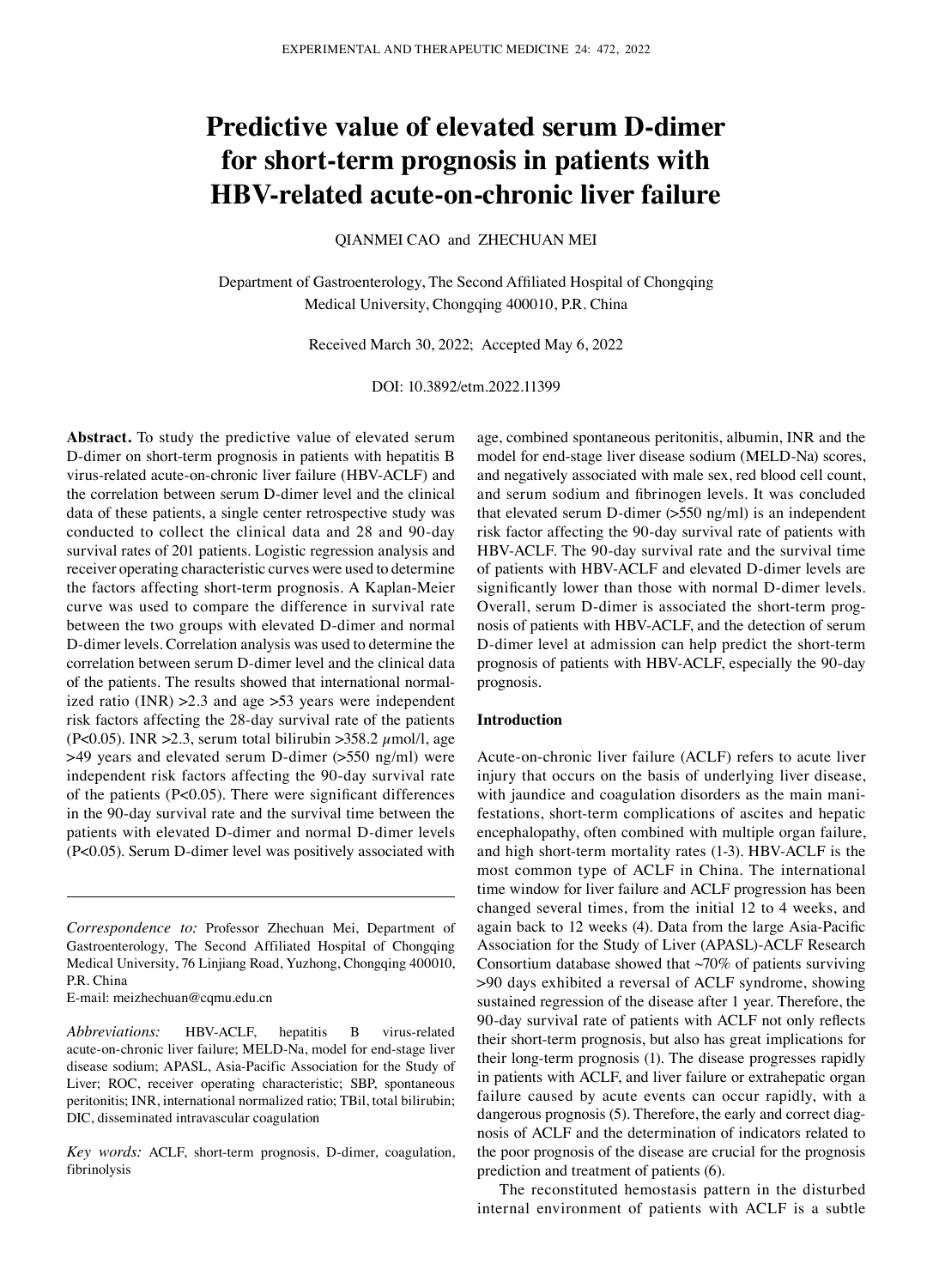# Predictive value of elevated serum D-dimer for short-term prognosis in patients with HBV-related acute-on-chronic liver failure

QIANMEI CAO and ZHECHUAN MEI

Department of Gastroenterology, The Second Affiliated Hospital of Chongqing Medical University, Chongqing 400010, P.R. China

Received March 30, 2022; Accepted May 6, 2022

DOI: 10.3892/etm.2022.11399

**Abstract.** To study the predictive value of elevated serum D-dimer on short-term prognosis in patients with hepatitis B virus-related acute-on-chronic liver failure (HBV-ACLF) and the correlation between serum D-dimer level and the clinical data of these patients, a single center retrospective study was conducted to collect the clinical data and 28 and 90-day survival rates of 201 patients. Logistic regression analysis and receiver operating characteristic curves were used to determine the factors affecting short-term prognosis. A Kaplan-Meier curve was used to compare the difference in survival rate between the two groups with elevated D-dimer and normal D-dimer levels. Correlation analysis was used to determine the correlation between serum D-dimer level and the clinical data of the patients. The results showed that international normalized ratio (INR) >2.3 and age >53 years were independent risk factors affecting the 28-day survival rate of the patients ($P<0.05$). INR >2.3, serum total bilirubin >358.2 $\mu$mol/l, age >49 years and elevated serum D-dimer (>550 ng/ml) were independent risk factors affecting the 90-day survival rate of the patients ($P<0.05$). There were significant differences in the 90-day survival rate and the survival time between the patients with elevated D-dimer and normal D-dimer levels ($P<0.05$). Serum D-dimer level was positively associated with age, combined spontaneous peritonitis, albumin, INR and the model for end-stage liver disease sodium (MELD-Na) scores, and negatively associated with male sex, red blood cell count, and serum sodium and fibrinogen levels. It was concluded that elevated serum D-dimer (>550 ng/ml) is an independent risk factor affecting the 90-day survival rate of patients with HBV-ACLF. The 90-day survival rate and the survival time of patients with HBV-ACLF and elevated D-dimer levels are significantly lower than those with normal D-dimer levels. Overall, serum D-dimer is associated the short-term prognosis of patients with HBV-ACLF, and the detection of serum D-dimer level at admission can help predict the short-term prognosis of patients with HBV-ACLF, especially the 90-day prognosis.

*Correspondence to:* Professor Zhechuan Mei, Department of Gastroenterology, The Second Affiliated Hospital of Chongqing Medical University, 76 Linjiang Road, Yuzhong, Chongqing 400010, P.R. China
E-mail: meizhechuan@cqmu.edu.cn

*Abbreviations:* HBV-ACLF, hepatitis B virus-related acute-on-chronic liver failure; MELD-Na, model for end-stage liver disease sodium; APASL, Asia-Pacific Association for the Study of Liver; ROC, receiver operating characteristic; SBP, spontaneous peritonitis; INR, international normalized ratio; TBil, total bilirubin; DIC, disseminated intravascular coagulation

*Key words:* ACLF, short-term prognosis, D-dimer, coagulation, fibrinolysis

## Introduction

Acute-on-chronic liver failure (ACLF) refers to acute liver injury that occurs on the basis of underlying liver disease, with jaundice and coagulation disorders as the main manifestations, short-term complications of ascites and hepatic encephalopathy, often combined with multiple organ failure, and high short-term mortality rates (1-3). HBV-ACLF is the most common type of ACLF in China. The international time window for liver failure and ACLF progression has been changed several times, from the initial 12 to 4 weeks, and again back to 12 weeks (4). Data from the large Asia-Pacific Association for the Study of Liver (APASL)-ACLF Research Consortium database showed that ~70% of patients surviving >90 days exhibited a reversal of ACLF syndrome, showing sustained regression of the disease after 1 year. Therefore, the 90-day survival rate of patients with ACLF not only reflects their short-term prognosis, but also has great implications for their long-term prognosis (1). The disease progresses rapidly in patients with ACLF, and liver failure or extrahepatic organ failure caused by acute events can occur rapidly, with a dangerous prognosis (5). Therefore, the early and correct diagnosis of ACLF and the determination of indicators related to the poor prognosis of the disease are crucial for the prognosis prediction and treatment of patients (6).

The reconstituted hemostasis pattern in the disturbed internal environment of patients with ACLF is a subtle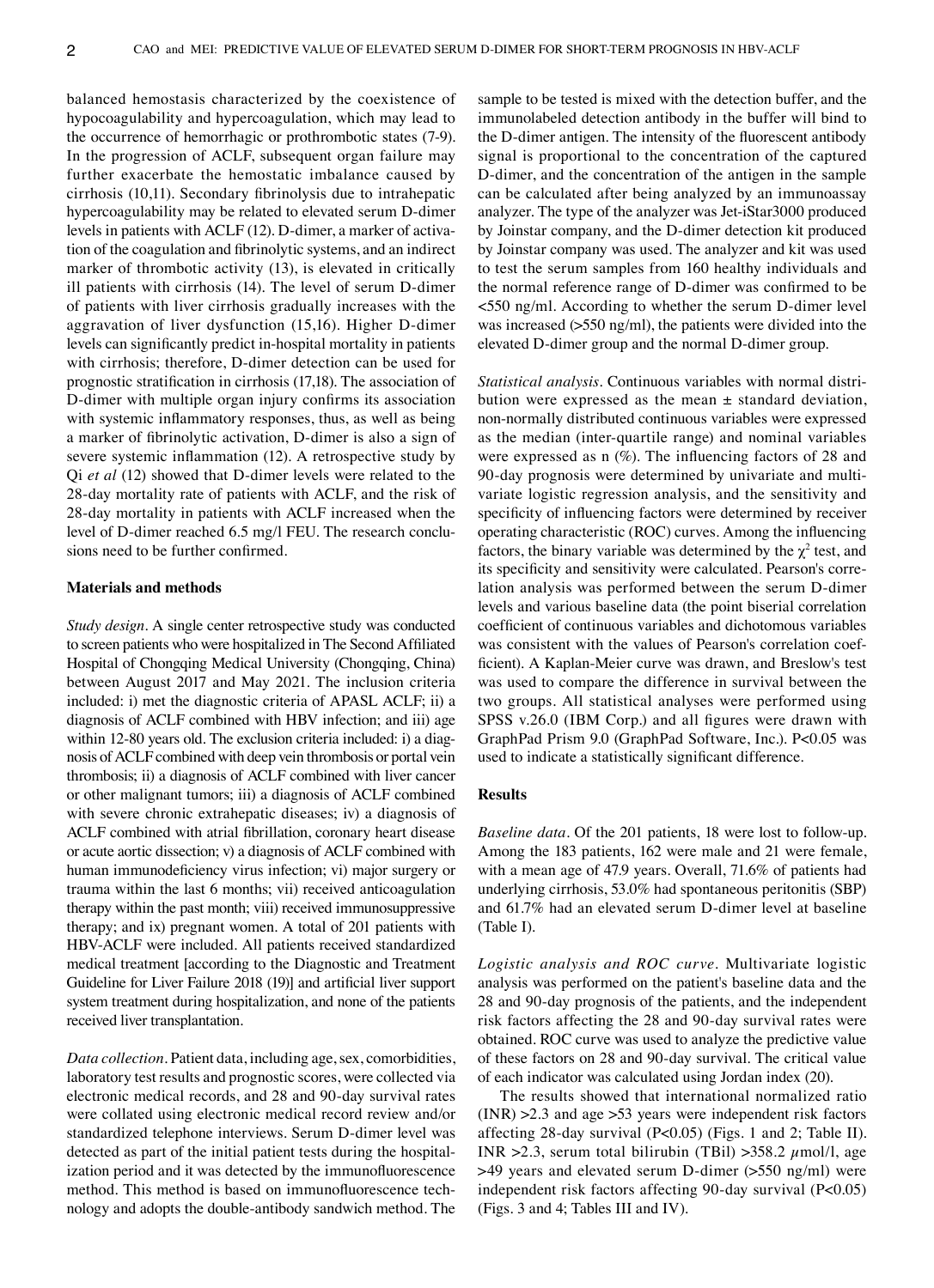balanced hemostasis characterized by the coexistence of hypocoagulability and hypercoagulation, which may lead to the occurrence of hemorrhagic or prothrombotic states (7-9). In the progression of ACLF, subsequent organ failure may further exacerbate the hemostatic imbalance caused by cirrhosis (10,11). Secondary fibrinolysis due to intrahepatic hypercoagulability may be related to elevated serum D-dimer levels in patients with ACLF (12). D-dimer, a marker of activation of the coagulation and fibrinolytic systems, and an indirect marker of thrombotic activity (13), is elevated in critically ill patients with cirrhosis (14). The level of serum D-dimer of patients with liver cirrhosis gradually increases with the aggravation of liver dysfunction (15,16). Higher D-dimer levels can significantly predict in-hospital mortality in patients with cirrhosis; therefore, D-dimer detection can be used for prognostic stratification in cirrhosis (17,18). The association of D-dimer with multiple organ injury confirms its association with systemic inflammatory responses, thus, as well as being a marker of fibrinolytic activation, D-dimer is also a sign of severe systemic inflammation (12). A retrospective study by Qi *et al* (12) showed that D-dimer levels were related to the 28-day mortality rate of patients with ACLF, and the risk of 28-day mortality in patients with ACLF increased when the level of D-dimer reached 6.5 mg/l FEU. The research conclusions need to be further confirmed.

## Materials and methods

*Study design.* A single center retrospective study was conducted to screen patients who were hospitalized in The Second Affiliated Hospital of Chongqing Medical University (Chongqing, China) between August 2017 and May 2021. The inclusion criteria included: i) met the diagnostic criteria of APASL ACLF; ii) a diagnosis of ACLF combined with HBV infection; and iii) age within 12-80 years old. The exclusion criteria included: i) a diagnosis of ACLF combined with deep vein thrombosis or portal vein thrombosis; ii) a diagnosis of ACLF combined with liver cancer or other malignant tumors; iii) a diagnosis of ACLF combined with severe chronic extrahepatic diseases; iv) a diagnosis of ACLF combined with atrial fibrillation, coronary heart disease or acute aortic dissection; v) a diagnosis of ACLF combined with human immunodeficiency virus infection; vi) major surgery or trauma within the last 6 months; vii) received anticoagulation therapy within the past month; viii) received immunosuppressive therapy; and ix) pregnant women. A total of 201 patients with HBV-ACLF were included. All patients received standardized medical treatment [according to the Diagnostic and Treatment Guideline for Liver Failure 2018 (19)] and artificial liver support system treatment during hospitalization, and none of the patients received liver transplantation.

*Data collection.* Patient data, including age, sex, comorbidities, laboratory test results and prognostic scores, were collected via electronic medical records, and 28 and 90-day survival rates were collated using electronic medical record review and/or standardized telephone interviews. Serum D-dimer level was detected as part of the initial patient tests during the hospitalization period and it was detected by the immunofluorescence method. This method is based on immunofluorescence technology and adopts the double-antibody sandwich method. The sample to be tested is mixed with the detection buffer, and the immunolabeled detection antibody in the buffer will bind to the D-dimer antigen. The intensity of the fluorescent antibody signal is proportional to the concentration of the captured D-dimer, and the concentration of the antigen in the sample can be calculated after being analyzed by an immunoassay analyzer. The type of the analyzer was Jet-iStar3000 produced by Joinstar company, and the D-dimer detection kit produced by Joinstar company was used. The analyzer and kit was used to test the serum samples from 160 healthy individuals and the normal reference range of D-dimer was confirmed to be <550 ng/ml. According to whether the serum D-dimer level was increased (>550 ng/ml), the patients were divided into the elevated D-dimer group and the normal D-dimer group.

*Statistical analysis.* Continuous variables with normal distribution were expressed as the mean ± standard deviation, non-normally distributed continuous variables were expressed as the median (inter-quartile range) and nominal variables were expressed as n (%). The influencing factors of 28 and 90-day prognosis were determined by univariate and multivariate logistic regression analysis, and the sensitivity and specificity of influencing factors were determined by receiver operating characteristic (ROC) curves. Among the influencing factors, the binary variable was determined by the $\chi^2$ test, and its specificity and sensitivity were calculated. Pearson's correlation analysis was performed between the serum D-dimer levels and various baseline data (the point biserial correlation coefficient of continuous variables and dichotomous variables was consistent with the values of Pearson's correlation coefficient). A Kaplan-Meier curve was drawn, and Breslow's test was used to compare the difference in survival between the two groups. All statistical analyses were performed using SPSS v.26.0 (IBM Corp.) and all figures were drawn with GraphPad Prism 9.0 (GraphPad Software, Inc.). P<0.05 was used to indicate a statistically significant difference.

## Results

*Baseline data.* Of the 201 patients, 18 were lost to follow-up. Among the 183 patients, 162 were male and 21 were female, with a mean age of 47.9 years. Overall, 71.6% of patients had underlying cirrhosis, 53.0% had spontaneous peritonitis (SBP) and 61.7% had an elevated serum D-dimer level at baseline (Table I).

*Logistic analysis and ROC curve.* Multivariate logistic analysis was performed on the patient's baseline data and the 28 and 90-day prognosis of the patients, and the independent risk factors affecting the 28 and 90-day survival rates were obtained. ROC curve was used to analyze the predictive value of these factors on 28 and 90-day survival. The critical value of each indicator was calculated using Jordan index (20).

The results showed that international normalized ratio (INR) >2.3 and age >53 years were independent risk factors affecting 28-day survival (P<0.05) (Figs. 1 and 2; Table II). INR >2.3, serum total bilirubin (TBil) >358.2 $\mu$mol/l, age >49 years and elevated serum D-dimer (>550 ng/ml) were independent risk factors affecting 90-day survival (P<0.05) (Figs. 3 and 4; Tables III and IV).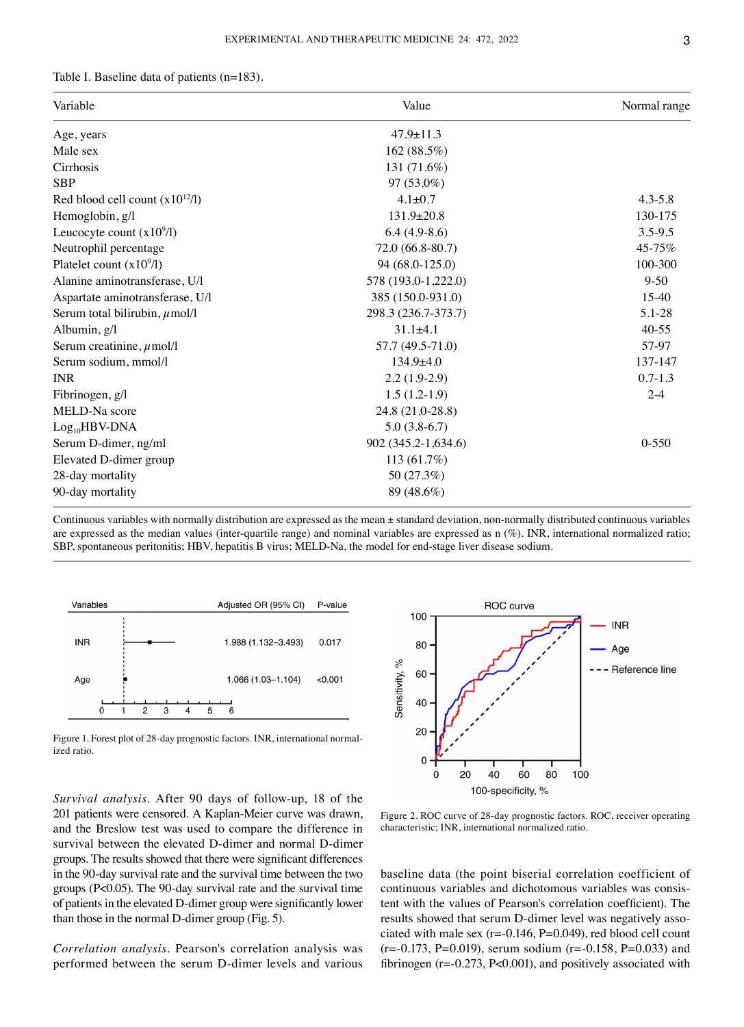Table I. Baseline data of patients (n=183).

| Variable | Value | Normal range |
|---|---|---|
| Age, years | 47.9±11.3 | |
| Male sex | 162 (88.5%) | |
| Cirrhosis | 131 (71.6%) | |
| SBP | 97 (53.0%) | |
| Red blood cell count ($x10^{12}$/l) | 4.1±0.7 | 4.3-5.8 |
| Hemoglobin, g/l | 131.9±20.8 | 130-175 |
| Leucocyte count ($x10^{9}$/l) | 6.4 (4.9-8.6) | 3.5-9.5 |
| Neutrophil percentage | 72.0 (66.8-80.7) | 45-75% |
| Platelet count ($x10^{9}$/l) | 94 (68.0-125.0) | 100-300 |
| Alanine aminotransferase, U/l | 578 (193.0-1,222.0) | 9-50 |
| Aspartate aminotransferase, U/l | 385 (150.0-931.0) | 15-40 |
| Serum total bilirubin, $\mu$mol/l | 298.3 (236.7-373.7) | 5.1-28 |
| Albumin, g/l | 31.1±4.1 | 40-55 |
| Serum creatinine, $\mu$mol/l | 57.7 (49.5-71.0) | 57-97 |
| Serum sodium, mmol/l | 134.9±4.0 | 137-147 |
| INR | 2.2 (1.9-2.9) | 0.7-1.3 |
| Fibrinogen, g/l | 1.5 (1.2-1.9) | 2-4 |
| MELD-Na score | 24.8 (21.0-28.8) | |
| $Log_{10}$HBV-DNA | 5.0 (3.8-6.7) | |
| Serum D-dimer, ng/ml | 902 (345.2-1,634.6) | 0-550 |
| Elevated D-dimer group | 113 (61.7%) | |
| 28-day mortality | 50 (27.3%) | |
| 90-day mortality | 89 (48.6%) | |

Continuous variables with normally distribution are expressed as the mean ± standard deviation, non-normally distributed continuous variables are expressed as the median values (inter-quartile range) and nominal variables are expressed as n (%). INR, international normalized ratio; SBP, spontaneous peritonitis; HBV, hepatitis B virus; MELD-Na, the model for end-stage liver disease sodium.

| Variables | Adjusted OR (95% CI) | P-value |
|---|---|---|
| INR | 1.988 (1.132-3.493) | 0.017 |
| Age | 1.066 (1.03-1.104) | <0.001 |

Figure 1. Forest plot of 28-day prognostic factors. INR, international normalized ratio.

Figure 2. ROC curve of 28-day prognostic factors. ROC, receiver operating characteristic; INR, international normalized ratio.

*Survival analysis.* After 90 days of follow-up, 18 of the 201 patients were censored. A Kaplan-Meier curve was drawn, and the Breslow test was used to compare the difference in survival between the elevated D-dimer and normal D-dimer groups. The results showed that there were significant differences in the 90-day survival rate and the survival time between the two groups ($P<0.05$). The 90-day survival rate and the survival time of patients in the elevated D-dimer group were significantly lower than those in the normal D-dimer group (Fig. 5).

*Correlation analysis.* Pearson's correlation analysis was performed between the serum D-dimer levels and various baseline data (the point biserial correlation coefficient of continuous variables and dichotomous variables was consistent with the values of Pearson's correlation coefficient). The results showed that serum D-dimer level was negatively associated with male sex ($r=-0.146$, $P=0.049$), red blood cell count ($r=-0.173$, $P=0.019$), serum sodium ($r=-0.158$, $P=0.033$) and fibrinogen ($r=-0.273$, $P<0.001$), and positively associated with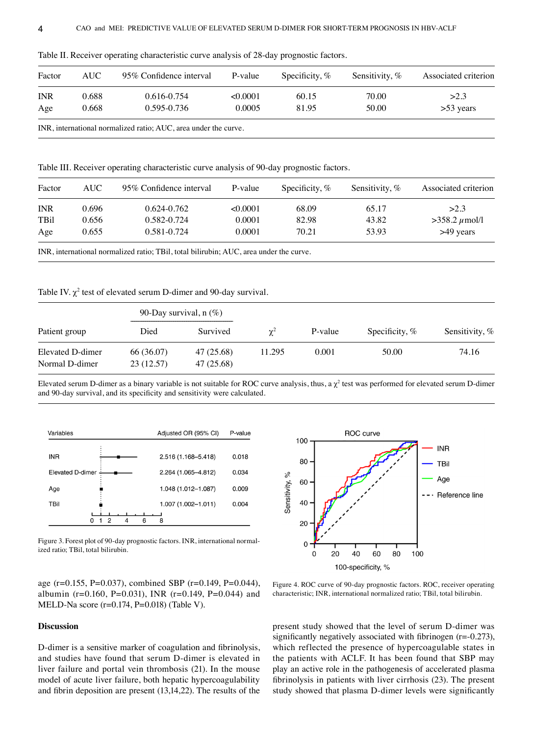Table II. Receiver operating characteristic curve analysis of 28-day prognostic factors.

| Factor | AUC | 95% Confidence interval | P-value | Specificity, % | Sensitivity, % | Associated criterion |
|---|---|---|---|---|---|---|
| INR | 0.688 | 0.616-0.754 | <0.0001 | 60.15 | 70.00 | >2.3 |
| Age | 0.668 | 0.595-0.736 | 0.0005 | 81.95 | 50.00 | >53 years |

INR, international normalized ratio; AUC, area under the curve.

Table III. Receiver operating characteristic curve analysis of 90-day prognostic factors.

| Factor | AUC | 95% Confidence interval | P-value | Specificity, % | Sensitivity, % | Associated criterion |
|---|---|---|---|---|---|---|
| INR | 0.696 | 0.624-0.762 | <0.0001 | 68.09 | 65.17 | >2.3 |
| TBil | 0.656 | 0.582-0.724 | 0.0001 | 82.98 | 43.82 | >358.2 $\mu$mol/l |
| Age | 0.655 | 0.581-0.724 | 0.0001 | 70.21 | 53.93 | >49 years |

INR, international normalized ratio; TBil, total bilirubin; AUC, area under the curve.

Table IV. $\chi^2$ test of elevated serum D-dimer and 90-day survival.

| | 90-Day survival, n (%) | | | | | |
|---|---|---|---|---|---|---|
| Patient group | Died | Survived | $\chi^2$ | P-value | Specificity, % | Sensitivity, % |
| Elevated D-dimer | 66 (36.07) | 47 (25.68) | 11.295 | 0.001 | 50.00 | 74.16 |
| Normal D-dimer | 23 (12.57) | 47 (25.68) | | | | |

Elevated serum D-dimer as a binary variable is not suitable for ROC curve analysis, thus, a $\chi^2$ test was performed for elevated serum D-dimer and 90-day survival, and its specificity and sensitivity were calculated.

| Variables | Adjusted OR (95% CI) | P-value |
|---|---|---|
| INR | 2.516 (1.168–5.418) | 0.018 |
| Elevated D-dimer | 2.264 (1.065–4.812) | 0.034 |
| Age | 1.048 (1.012–1.087) | 0.009 |
| TBil | 1.007 (1.002–1.011) | 0.004 |

Figure 3. Forest plot of 90-day prognostic factors. INR, international normalized ratio; TBil, total bilirubin.

Figure 4. ROC curve of 90-day prognostic factors. ROC, receiver operating characteristic; INR, international normalized ratio; TBil, total bilirubin.

age (r=0.155, P=0.037), combined SBP (r=0.149, P=0.044), albumin (r=0.160, P=0.031), INR (r=0.149, P=0.044) and MELD-Na score (r=0.174, P=0.018) (Table V).

## Discussion

D-dimer is a sensitive marker of coagulation and fibrinolysis, and studies have found that serum D-dimer is elevated in liver failure and portal vein thrombosis (21). In the mouse model of acute liver failure, both hepatic hypercoagulability and fibrin deposition are present (13,14,22). The results of the present study showed that the level of serum D-dimer was significantly negatively associated with fibrinogen (r=-0.273), which reflected the presence of hypercoagulable states in the patients with ACLF. It has been found that SBP may play an active role in the pathogenesis of accelerated plasma fibrinolysis in patients with liver cirrhosis (23). The present study showed that plasma D-dimer levels were significantly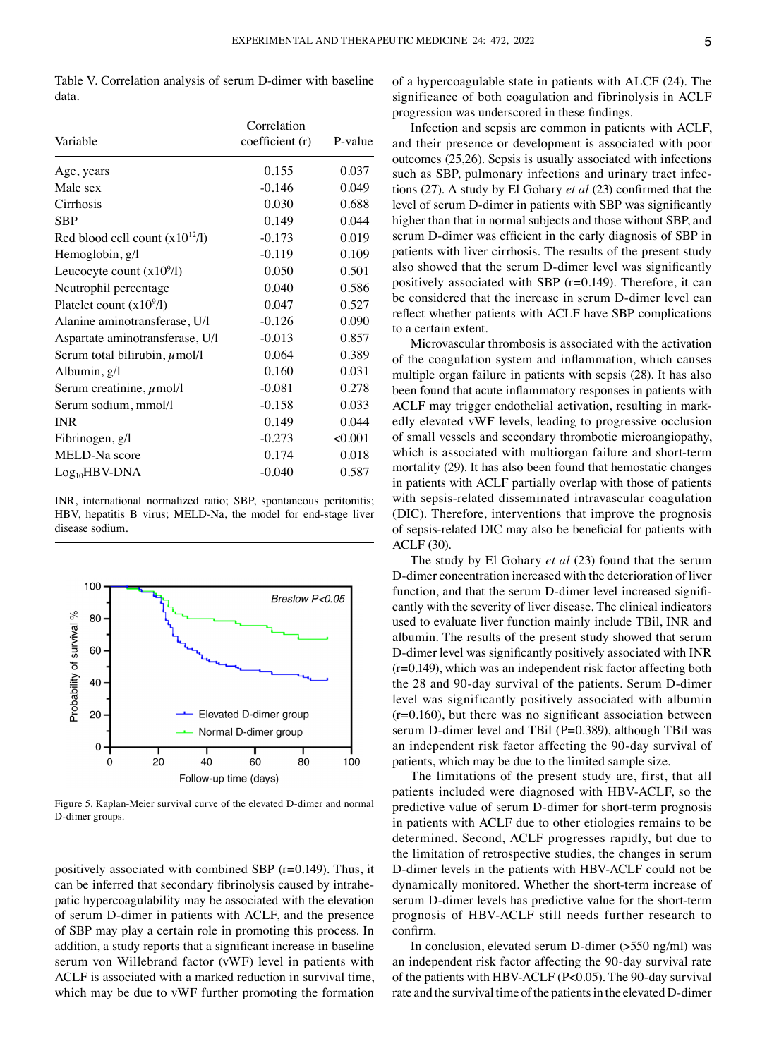Table V. Correlation analysis of serum D-dimer with baseline data.

| Variable | Correlation coefficient (r) | P-value |
|---|---|---|
| Age, years | 0.155 | 0.037 |
| Male sex | -0.146 | 0.049 |
| Cirrhosis | 0.030 | 0.688 |
| SBP | 0.149 | 0.044 |
| Red blood cell count ($x10^{12}$/l) | -0.173 | 0.019 |
| Hemoglobin, g/l | -0.119 | 0.109 |
| Leucocyte count ($x10^{9}$/l) | 0.050 | 0.501 |
| Neutrophil percentage | 0.040 | 0.586 |
| Platelet count ($x10^{9}$/l) | 0.047 | 0.527 |
| Alanine aminotransferase, U/l | -0.126 | 0.090 |
| Aspartate aminotransferase, U/l | -0.013 | 0.857 |
| Serum total bilirubin, $\mu$mol/l | 0.064 | 0.389 |
| Albumin, g/l | 0.160 | 0.031 |
| Serum creatinine, $\mu$mol/l | -0.081 | 0.278 |
| Serum sodium, mmol/l | -0.158 | 0.033 |
| INR | 0.149 | 0.044 |
| Fibrinogen, g/l | -0.273 | <0.001 |
| MELD-Na score | 0.174 | 0.018 |
| $Log_{10}$HBV-DNA | -0.040 | 0.587 |

INR, international normalized ratio; SBP, spontaneous peritonitis; HBV, hepatitis B virus; MELD-Na, the model for end-stage liver disease sodium.

Figure 5. Kaplan-Meier survival curve of the elevated D-dimer and normal D-dimer groups.

positively associated with combined SBP (r=0.149). Thus, it can be inferred that secondary fibrinolysis caused by intrahepatic hypercoagulability may be associated with the elevation of serum D-dimer in patients with ACLF, and the presence of SBP may play a certain role in promoting this process. In addition, a study reports that a significant increase in baseline serum von Willebrand factor (vWF) level in patients with ACLF is associated with a marked reduction in survival time, which may be due to vWF further promoting the formation of a hypercoagulable state in patients with ALCF (24). The significance of both coagulation and fibrinolysis in ACLF progression was underscored in these findings.

Infection and sepsis are common in patients with ACLF, and their presence or development is associated with poor outcomes (25,26). Sepsis is usually associated with infections such as SBP, pulmonary infections and urinary tract infections (27). A study by El Gohary *et al* (23) confirmed that the level of serum D-dimer in patients with SBP was significantly higher than that in normal subjects and those without SBP, and serum D-dimer was efficient in the early diagnosis of SBP in patients with liver cirrhosis. The results of the present study also showed that the serum D-dimer level was significantly positively associated with SBP (r=0.149). Therefore, it can be considered that the increase in serum D-dimer level can reflect whether patients with ACLF have SBP complications to a certain extent.

Microvascular thrombosis is associated with the activation of the coagulation system and inflammation, which causes multiple organ failure in patients with sepsis (28). It has also been found that acute inflammatory responses in patients with ACLF may trigger endothelial activation, resulting in markedly elevated vWF levels, leading to progressive occlusion of small vessels and secondary thrombotic microangiopathy, which is associated with multiorgan failure and short-term mortality (29). It has also been found that hemostatic changes in patients with ACLF partially overlap with those of patients with sepsis-related disseminated intravascular coagulation (DIC). Therefore, interventions that improve the prognosis of sepsis-related DIC may also be beneficial for patients with ACLF (30).

The study by El Gohary *et al* (23) found that the serum D-dimer concentration increased with the deterioration of liver function, and that the serum D-dimer level increased significantly with the severity of liver disease. The clinical indicators used to evaluate liver function mainly include TBil, INR and albumin. The results of the present study showed that serum D-dimer level was significantly positively associated with INR (r=0.149), which was an independent risk factor affecting both the 28 and 90-day survival of the patients. Serum D-dimer level was significantly positively associated with albumin (r=0.160), but there was no significant association between serum D-dimer level and TBil (P=0.389), although TBil was an independent risk factor affecting the 90-day survival of patients, which may be due to the limited sample size.

The limitations of the present study are, first, that all patients included were diagnosed with HBV-ACLF, so the predictive value of serum D-dimer for short-term prognosis in patients with ACLF due to other etiologies remains to be determined. Second, ACLF progresses rapidly, but due to the limitation of retrospective studies, the changes in serum D-dimer levels in the patients with HBV-ACLF could not be dynamically monitored. Whether the short-term increase of serum D-dimer levels has predictive value for the short-term prognosis of HBV-ACLF still needs further research to confirm.

In conclusion, elevated serum D-dimer (>550 ng/ml) was an independent risk factor affecting the 90-day survival rate of the patients with HBV-ACLF (P<0.05). The 90-day survival rate and the survival time of the patients in the elevated D-dimer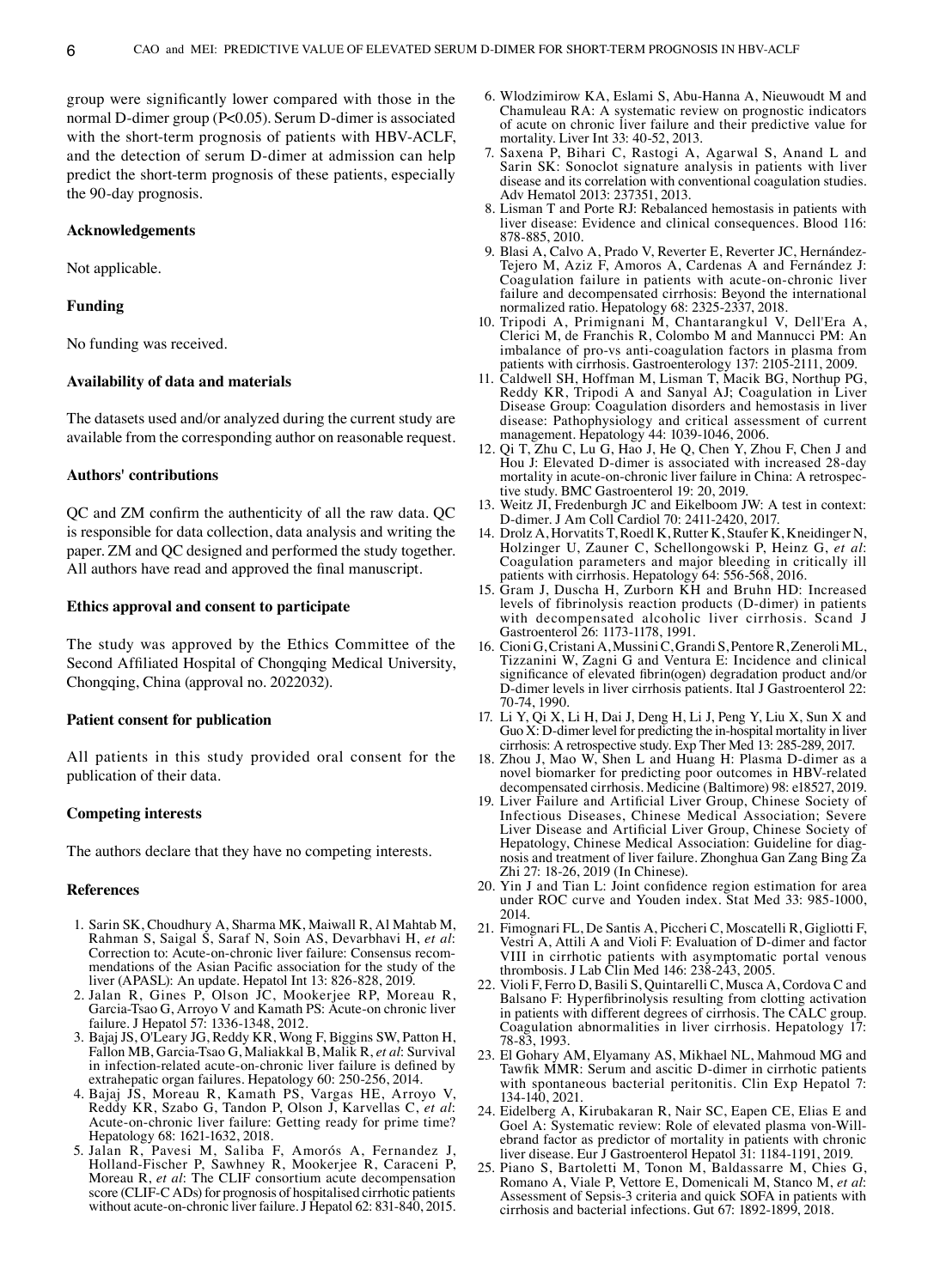group were significantly lower compared with those in the normal D-dimer group (P<0.05). Serum D-dimer is associated with the short-term prognosis of patients with HBV-ACLF, and the detection of serum D-dimer at admission can help predict the short-term prognosis of these patients, especially the 90-day prognosis.

## Acknowledgements

Not applicable.

## Funding

No funding was received.

## Availability of data and materials

The datasets used and/or analyzed during the current study are available from the corresponding author on reasonable request.

## Authors' contributions

QC and ZM confirm the authenticity of all the raw data. QC is responsible for data collection, data analysis and writing the paper. ZM and QC designed and performed the study together. All authors have read and approved the final manuscript.

## Ethics approval and consent to participate

The study was approved by the Ethics Committee of the Second Affiliated Hospital of Chongqing Medical University, Chongqing, China (approval no. 2022032).

## Patient consent for publication

All patients in this study provided oral consent for the publication of their data.

## Competing interests

The authors declare that they have no competing interests.

## References

1. Sarin SK, Choudhury A, Sharma MK, Maiwall R, Al Mahtab M, Rahman S, Saigal S, Saraf N, Soin AS, Devarbhavi H, *et al*: Correction to: Acute-on-chronic liver failure: Consensus recommendations of the Asian Pacific association for the study of the liver (APASL): An update. Hepatol Int 13: 826-828, 2019.
2. Jalan R, Gines P, Olson JC, Mookerjee RP, Moreau R, Garcia-Tsao G, Arroyo V and Kamath PS: Acute-on chronic liver failure. J Hepatol 57: 1336-1348, 2012.
3. Bajaj JS, O'Leary JG, Reddy KR, Wong F, Biggins SW, Patton H, Fallon MB, Garcia-Tsao G, Maliakkal B, Malik R, *et al*: Survival in infection-related acute-on-chronic liver failure is defined by extrahepatic organ failures. Hepatology 60: 250-256, 2014.
4. Bajaj JS, Moreau R, Kamath PS, Vargas HE, Arroyo V, Reddy KR, Szabo G, Tandon P, Olson J, Karvellas C, *et al*: Acute-on-chronic liver failure: Getting ready for prime time? Hepatology 68: 1621-1632, 2018.
5. Jalan R, Pavesi M, Saliba F, Amorós A, Fernandez J, Holland-Fischer P, Sawhney R, Mookerjee R, Caraceni P, Moreau R, *et al*: The CLIF consortium acute decompensation score (CLIF-C ADs) for prognosis of hospitalised cirrhotic patients without acute-on-chronic liver failure. J Hepatol 62: 831-840, 2015.
6. Wlodzimirow KA, Eslami S, Abu-Hanna A, Nieuwoudt M and Chamuleau RA: A systematic review on prognostic indicators of acute on chronic liver failure and their predictive value for mortality. Liver Int 33: 40-52, 2013.
7. Saxena P, Bihari C, Rastogi A, Agarwal S, Anand L and Sarin SK: Sonoclot signature analysis in patients with liver disease and its correlation with conventional coagulation studies. Adv Hematol 2013: 237351, 2013.
8. Lisman T and Porte RJ: Rebalanced hemostasis in patients with liver disease: Evidence and clinical consequences. Blood 116: 878-885, 2010.
9. Blasi A, Calvo A, Prado V, Reverter E, Reverter JC, Hernández-Tejero M, Aziz F, Amoros A, Cardenas A and Fernández J: Coagulation failure in patients with acute-on-chronic liver failure and decompensated cirrhosis: Beyond the international normalized ratio. Hepatology 68: 2325-2337, 2018.
10. Tripodi A, Primignani M, Chantarangkul V, Dell'Era A, Clerici M, de Franchis R, Colombo M and Mannucci PM: An imbalance of pro-vs anti-coagulation factors in plasma from patients with cirrhosis. Gastroenterology 137: 2105-2111, 2009.
11. Caldwell SH, Hoffman M, Lisman T, Macik BG, Northup PG, Reddy KR, Tripodi A and Sanyal AJ; Coagulation in Liver Disease Group: Coagulation disorders and hemostasis in liver disease: Pathophysiology and critical assessment of current management. Hepatology 44: 1039-1046, 2006.
12. Qi T, Zhu C, Lu G, Hao J, He Q, Chen Y, Zhou F, Chen J and Hou J: Elevated D-dimer is associated with increased 28-day mortality in acute-on-chronic liver failure in China: A retrospective study. BMC Gastroenterol 19: 20, 2019.
13. Weitz JI, Fredenburgh JC and Eikelboom JW: A test in context: D-dimer. J Am Coll Cardiol 70: 2411-2420, 2017.
14. Drolz A, Horvatits T, Roedl K, Rutter K, Staufer K, Kneidinger N, Holzinger U, Zauner C, Schellongowski P, Heinz G, *et al*: Coagulation parameters and major bleeding in critically ill patients with cirrhosis. Hepatology 64: 556-568, 2016.
15. Gram J, Duscha H, Zurborn KH and Bruhn HD: Increased levels of fibrinolysis reaction products (D-dimer) in patients with decompensated alcoholic liver cirrhosis. Scand J Gastroenterol 26: 1173-1178, 1991.
16. Cioni G, Cristani A, Mussini C, Grandi S, Pentore R, Zeneroli ML, Tizzanini W, Zagni G and Ventura E: Incidence and clinical significance of elevated fibrin(ogen) degradation product and/or D-dimer levels in liver cirrhosis patients. Ital J Gastroenterol 22: 70-74, 1990.
17. Li Y, Qi X, Li H, Dai J, Deng H, Li J, Peng Y, Liu X, Sun X and Guo X: D-dimer level for predicting the in-hospital mortality in liver cirrhosis: A retrospective study. Exp Ther Med 13: 285-289, 2017.
18. Zhou J, Mao W, Shen L and Huang H: Plasma D-dimer as a novel biomarker for predicting poor outcomes in HBV-related decompensated cirrhosis. Medicine (Baltimore) 98: e18527, 2019.
19. Liver Failure and Artificial Liver Group, Chinese Society of Infectious Diseases, Chinese Medical Association; Severe Liver Disease and Artificial Liver Group, Chinese Society of Hepatology, Chinese Medical Association: Guideline for diagnosis and treatment of liver failure. Zhonghua Gan Zang Bing Za Zhi 27: 18-26, 2019 (In Chinese).
20. Yin J and Tian L: Joint confidence region estimation for area under ROC curve and Youden index. Stat Med 33: 985-1000, 2014.
21. Fimognari FL, De Santis A, Piccheri C, Moscatelli R, Gigliotti F, Vestri A, Attili A and Violi F: Evaluation of D-dimer and factor VIII in cirrhotic patients with asymptomatic portal venous thrombosis. J Lab Clin Med 146: 238-243, 2005.
22. Violi F, Ferro D, Basili S, Quintarelli C, Musca A, Cordova C and Balsano F: Hyperfibrinolysis resulting from clotting activation in patients with different degrees of cirrhosis. The CALC group. Coagulation abnormalities in liver cirrhosis. Hepatology 17: 78-83, 1993.
23. El Gohary AM, Elyamany AS, Mikhael NL, Mahmoud MG and Tawfik MMR: Serum and ascitic D-dimer in cirrhotic patients with spontaneous bacterial peritonitis. Clin Exp Hepatol 7: 134-140, 2021.
24. Eidelberg A, Kirubakaran R, Nair SC, Eapen CE, Elias E and Goel A: Systematic review: Role of elevated plasma von-Willebrand factor as predictor of mortality in patients with chronic liver disease. Eur J Gastroenterol Hepatol 31: 1184-1191, 2019.
25. Piano S, Bartoletti M, Tonon M, Baldassarre M, Chies G, Romano A, Viale P, Vettore E, Domenicali M, Stanco M, *et al*: Assessment of Sepsis-3 criteria and quick SOFA in patients with cirrhosis and bacterial infections. Gut 67: 1892-1899, 2018.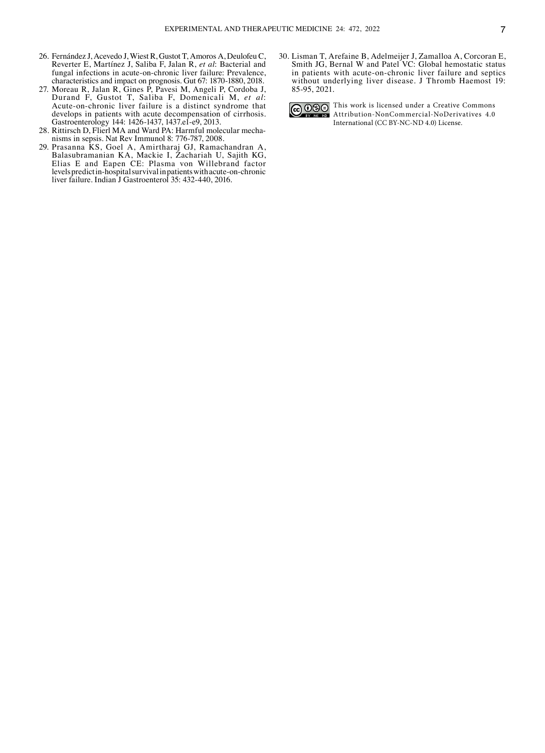26. Fernández J, Acevedo J, Wiest R, Gustot T, Amoros A, Deulofeu C, Reverter E, Martínez J, Saliba F, Jalan R, *et al*: Bacterial and fungal infections in acute-on-chronic liver failure: Prevalence, characteristics and impact on prognosis. Gut 67: 1870-1880, 2018.
27. Moreau R, Jalan R, Gines P, Pavesi M, Angeli P, Cordoba J, Durand F, Gustot T, Saliba F, Domenicali M, *et al*: Acute-on-chronic liver failure is a distinct syndrome that develops in patients with acute decompensation of cirrhosis. Gastroenterology 144: 1426-1437, 1437.e1-e9, 2013.
28. Rittirsch D, Flierl MA and Ward PA: Harmful molecular mechanisms in sepsis. Nat Rev Immunol 8: 776-787, 2008.
29. Prasanna KS, Goel A, Amirtharaj GJ, Ramachandran A, Balasubramanian KA, Mackie I, Zachariah U, Sajith KG, Elias E and Eapen CE: Plasma von Willebrand factor levels predict in-hospital survival in patients with acute-on-chronic liver failure. Indian J Gastroenterol 35: 432-440, 2016.
30. Lisman T, Arefaine B, Adelmeijer J, Zamalloa A, Corcoran E, Smith JG, Bernal W and Patel VC: Global hemostatic status in patients with acute-on-chronic liver failure and septics without underlying liver disease. J Thromb Haemost 19: 85-95, 2021.

This work is licensed under a Creative Commons Attribution-NonCommercial-NoDerivatives 4.0 International (CC BY-NC-ND 4.0) License.